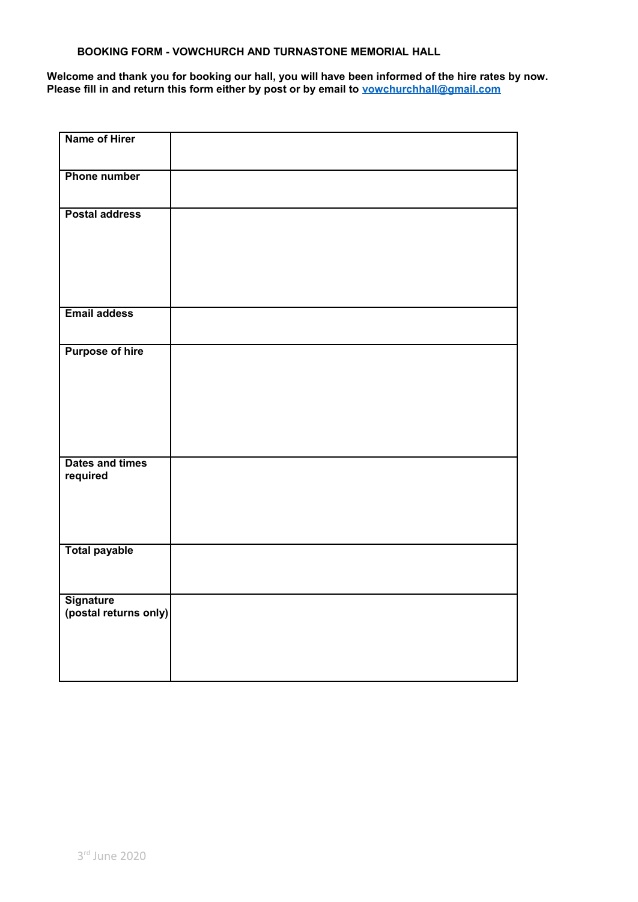**BOOKING FORM - VOWCHURCH AND TURNASTONE MEMORIAL HALL**

**Welcome and thank you for booking our hall, you will have been informed of the hire rates by now. Please fill in and return this form either by post or by email to [vowchurchhall@gmail.com](mailto:vowchurchhall@gmail.com)**

| | |
|---|---|
| **Name of Hirer** | |
| **Phone number** | |
| **Postal address** | |
| **Email addess** | |
| **Purpose of hire** | |
| **Dates and times required** | |
| **Total payable** | |
| **Signature (postal returns only)** | |

3rd June 2020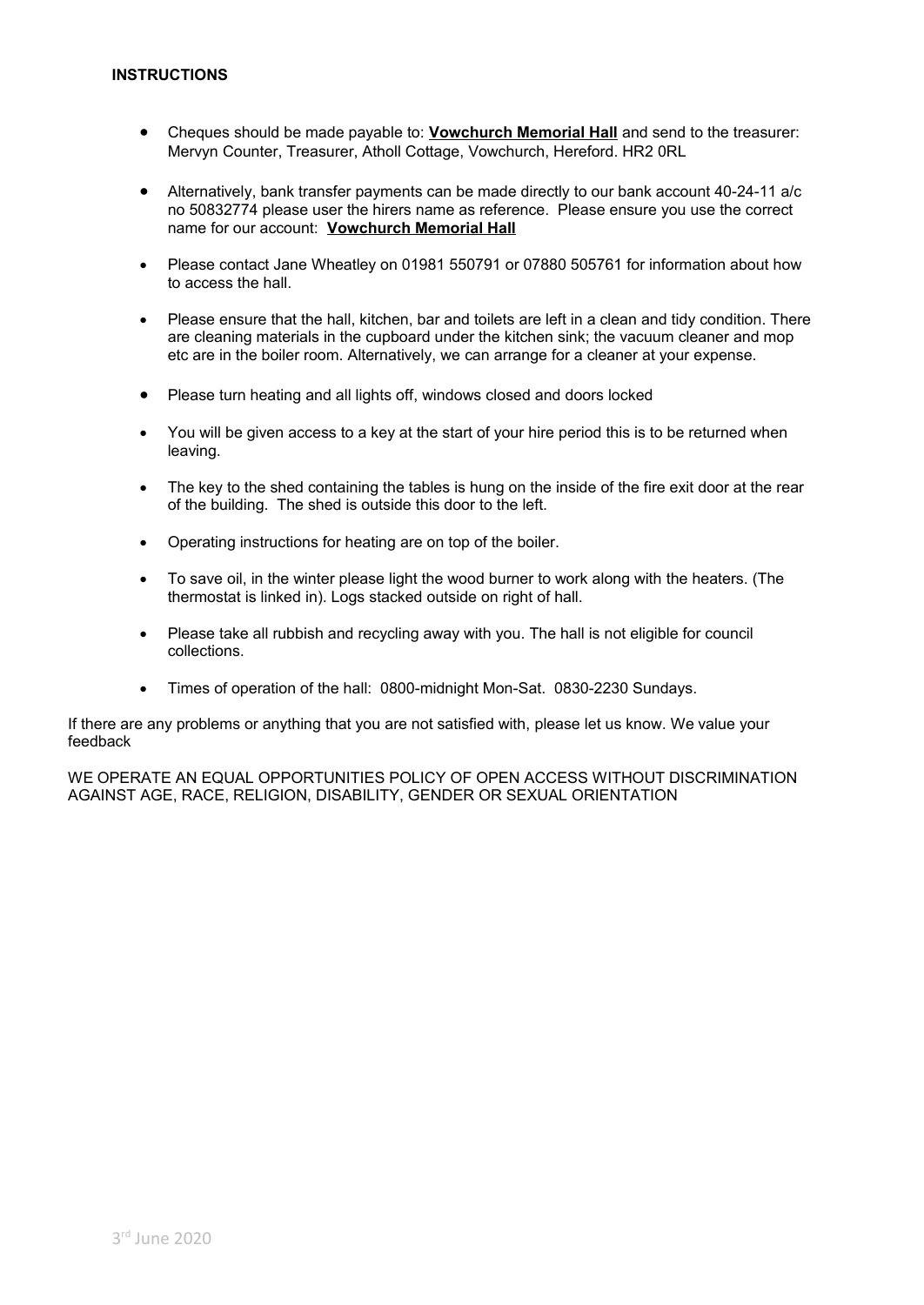**INSTRUCTIONS**

- Cheques should be made payable to: **<u>Vowchurch Memorial Hall</u>** and send to the treasurer: Mervyn Counter, Treasurer, Atholl Cottage, Vowchurch, Hereford. HR2 0RL

- Alternatively, bank transfer payments can be made directly to our bank account 40-24-11 a/c no 50832774 please user the hirers name as reference. Please ensure you use the correct name for our account: **<u>Vowchurch Memorial Hall</u>**

- Please contact Jane Wheatley on 01981 550791 or 07880 505761 for information about how to access the hall.

- Please ensure that the hall, kitchen, bar and toilets are left in a clean and tidy condition. There are cleaning materials in the cupboard under the kitchen sink; the vacuum cleaner and mop etc are in the boiler room. Alternatively, we can arrange for a cleaner at your expense.

- Please turn heating and all lights off, windows closed and doors locked

- You will be given access to a key at the start of your hire period this is to be returned when leaving.

- The key to the shed containing the tables is hung on the inside of the fire exit door at the rear of the building. The shed is outside this door to the left.

- Operating instructions for heating are on top of the boiler.

- To save oil, in the winter please light the wood burner to work along with the heaters. (The thermostat is linked in). Logs stacked outside on right of hall.

- Please take all rubbish and recycling away with you. The hall is not eligible for council collections.

- Times of operation of the hall: 0800-midnight Mon-Sat. 0830-2230 Sundays.

If there are any problems or anything that you are not satisfied with, please let us know. We value your feedback

WE OPERATE AN EQUAL OPPORTUNITIES POLICY OF OPEN ACCESS WITHOUT DISCRIMINATION AGAINST AGE, RACE, RELIGION, DISABILITY, GENDER OR SEXUAL ORIENTATION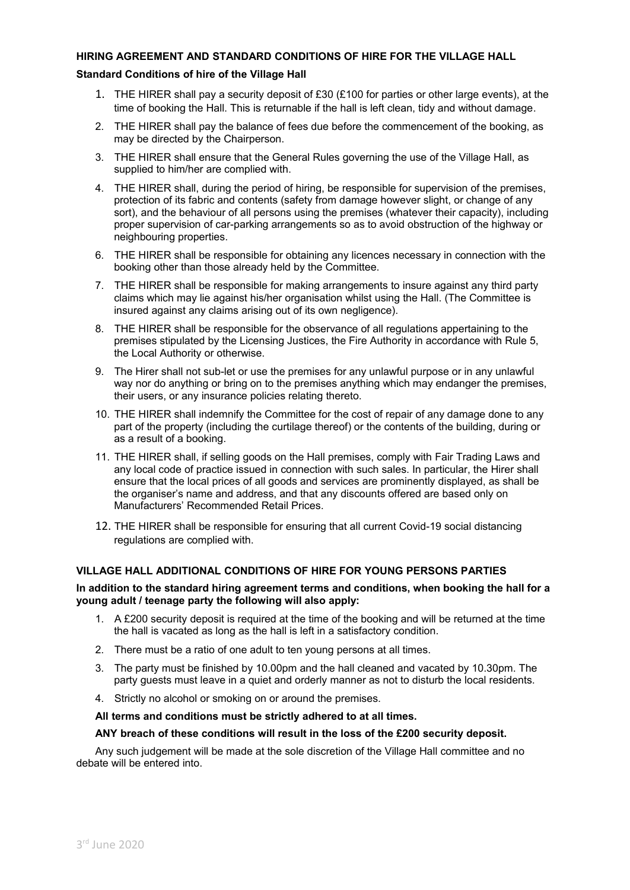**HIRING AGREEMENT AND STANDARD CONDITIONS OF HIRE FOR THE VILLAGE HALL**

**Standard Conditions of hire of the Village Hall**

1. THE HIRER shall pay a security deposit of £30 (£100 for parties or other large events), at the time of booking the Hall. This is returnable if the hall is left clean, tidy and without damage.
2. THE HIRER shall pay the balance of fees due before the commencement of the booking, as may be directed by the Chairperson.
3. THE HIRER shall ensure that the General Rules governing the use of the Village Hall, as supplied to him/her are complied with.
4. THE HIRER shall, during the period of hiring, be responsible for supervision of the premises, protection of its fabric and contents (safety from damage however slight, or change of any sort), and the behaviour of all persons using the premises (whatever their capacity), including proper supervision of car-parking arrangements so as to avoid obstruction of the highway or neighbouring properties.
6. THE HIRER shall be responsible for obtaining any licences necessary in connection with the booking other than those already held by the Committee.
7. THE HIRER shall be responsible for making arrangements to insure against any third party claims which may lie against his/her organisation whilst using the Hall. (The Committee is insured against any claims arising out of its own negligence).
8. THE HIRER shall be responsible for the observance of all regulations appertaining to the premises stipulated by the Licensing Justices, the Fire Authority in accordance with Rule 5, the Local Authority or otherwise.
9. The Hirer shall not sub-let or use the premises for any unlawful purpose or in any unlawful way nor do anything or bring on to the premises anything which may endanger the premises, their users, or any insurance policies relating thereto.
10. THE HIRER shall indemnify the Committee for the cost of repair of any damage done to any part of the property (including the curtilage thereof) or the contents of the building, during or as a result of a booking.
11. THE HIRER shall, if selling goods on the Hall premises, comply with Fair Trading Laws and any local code of practice issued in connection with such sales. In particular, the Hirer shall ensure that the local prices of all goods and services are prominently displayed, as shall be the organiser's name and address, and that any discounts offered are based only on Manufacturers' Recommended Retail Prices.
12. THE HIRER shall be responsible for ensuring that all current Covid-19 social distancing regulations are complied with.

**VILLAGE HALL ADDITIONAL CONDITIONS OF HIRE FOR YOUNG PERSONS PARTIES**

**In addition to the standard hiring agreement terms and conditions, when booking the hall for a young adult / teenage party the following will also apply:**

1. A £200 security deposit is required at the time of the booking and will be returned at the time the hall is vacated as long as the hall is left in a satisfactory condition.
2. There must be a ratio of one adult to ten young persons at all times.
3. The party must be finished by 10.00pm and the hall cleaned and vacated by 10.30pm. The party guests must leave in a quiet and orderly manner as not to disturb the local residents.
4. Strictly no alcohol or smoking on or around the premises.

**All terms and conditions must be strictly adhered to at all times.**

**ANY breach of these conditions will result in the loss of the £200 security deposit.**

Any such judgement will be made at the sole discretion of the Village Hall committee and no debate will be entered into.

3rd June 2020